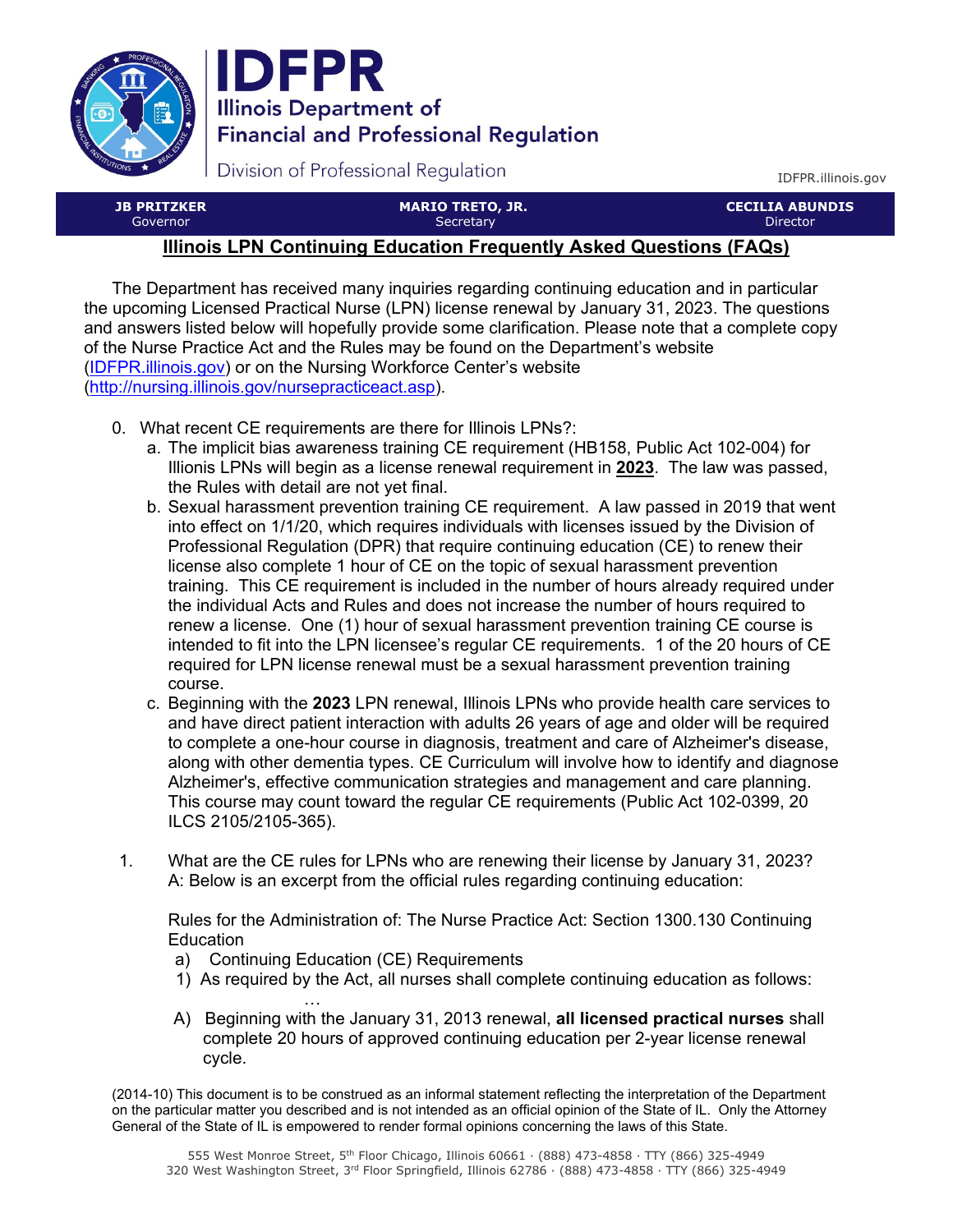# IDFPR

Illinois Department of Financial and Professional Regulation

Division of Professional Regulation

IDFPR.illinois.gov

| JB PRITZKER Governor | MARIO TRETO, JR. Secretary | CECILIA ABUNDIS Director |
|---|---|---|

## Illinois LPN Continuing Education Frequently Asked Questions (FAQs)

The Department has received many inquiries regarding continuing education and in particular the upcoming Licensed Practical Nurse (LPN) license renewal by January 31, 2023. The questions and answers listed below will hopefully provide some clarification. Please note that a complete copy of the Nurse Practice Act and the Rules may be found on the Department's website (IDFPR.illinois.gov) or on the Nursing Workforce Center's website (http://nursing.illinois.gov/nursepracticeact.asp).

0. What recent CE requirements are there for Illinois LPNs?:
   a. The implicit bias awareness training CE requirement (HB158, Public Act 102-004) for Illionis LPNs will begin as a license renewal requirement in **2023**. The law was passed, the Rules with detail are not yet final.
   b. Sexual harassment prevention training CE requirement. A law passed in 2019 that went into effect on 1/1/20, which requires individuals with licenses issued by the Division of Professional Regulation (DPR) that require continuing education (CE) to renew their license also complete 1 hour of CE on the topic of sexual harassment prevention training. This CE requirement is included in the number of hours already required under the individual Acts and Rules and does not increase the number of hours required to renew a license. One (1) hour of sexual harassment prevention training CE course is intended to fit into the LPN licensee's regular CE requirements. 1 of the 20 hours of CE required for LPN license renewal must be a sexual harassment prevention training course.
   c. Beginning with the **2023** LPN renewal, Illinois LPNs who provide health care services to and have direct patient interaction with adults 26 years of age and older will be required to complete a one-hour course in diagnosis, treatment and care of Alzheimer's disease, along with other dementia types. CE Curriculum will involve how to identify and diagnose Alzheimer's, effective communication strategies and management and care planning. This course may count toward the regular CE requirements (Public Act 102-0399, 20 ILCS 2105/2105-365).

1. What are the CE rules for LPNs who are renewing their license by January 31, 2023?
   A: Below is an excerpt from the official rules regarding continuing education:

   Rules for the Administration of: The Nurse Practice Act: Section 1300.130 Continuing Education

   a) Continuing Education (CE) Requirements

   1) As required by the Act, all nurses shall complete continuing education as follows:

   …

   A) Beginning with the January 31, 2013 renewal, **all licensed practical nurses** shall complete 20 hours of approved continuing education per 2-year license renewal cycle.

(2014-10) This document is to be construed as an informal statement reflecting the interpretation of the Department on the particular matter you described and is not intended as an official opinion of the State of IL. Only the Attorney General of the State of IL is empowered to render formal opinions concerning the laws of this State.

555 West Monroe Street, 5th Floor Chicago, Illinois 60661 · (888) 473-4858 · TTY (866) 325-4949
320 West Washington Street, 3rd Floor Springfield, Illinois 62786 · (888) 473-4858 · TTY (866) 325-4949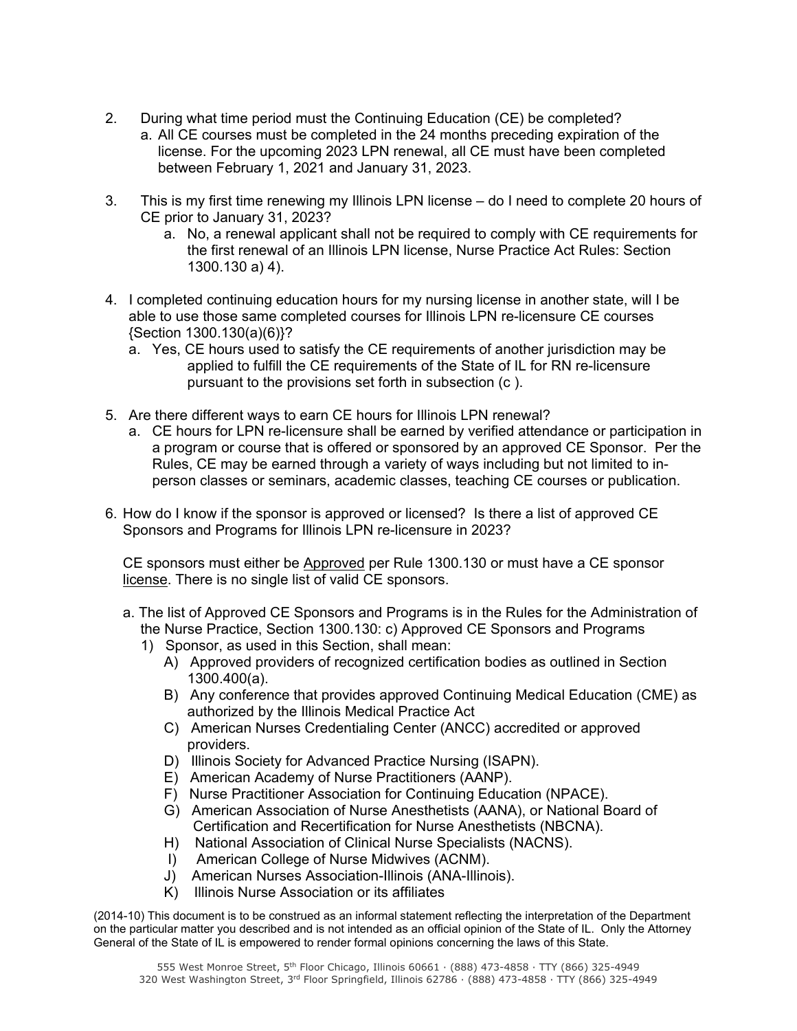2. During what time period must the Continuing Education (CE) be completed?
   a. All CE courses must be completed in the 24 months preceding expiration of the license. For the upcoming 2023 LPN renewal, all CE must have been completed between February 1, 2021 and January 31, 2023.

3. This is my first time renewing my Illinois LPN license – do I need to complete 20 hours of CE prior to January 31, 2023?
   a. No, a renewal applicant shall not be required to comply with CE requirements for the first renewal of an Illinois LPN license, Nurse Practice Act Rules: Section 1300.130 a) 4).

4. I completed continuing education hours for my nursing license in another state, will I be able to use those same completed courses for Illinois LPN re-licensure CE courses {Section 1300.130(a)(6)}?
   a. Yes, CE hours used to satisfy the CE requirements of another jurisdiction may be applied to fulfill the CE requirements of the State of IL for RN re-licensure pursuant to the provisions set forth in subsection (c ).

5. Are there different ways to earn CE hours for Illinois LPN renewal?
   a. CE hours for LPN re-licensure shall be earned by verified attendance or participation in a program or course that is offered or sponsored by an approved CE Sponsor. Per the Rules, CE may be earned through a variety of ways including but not limited to in-person classes or seminars, academic classes, teaching CE courses or publication.

6. How do I know if the sponsor is approved or licensed? Is there a list of approved CE Sponsors and Programs for Illinois LPN re-licensure in 2023?

   CE sponsors must either be Approved per Rule 1300.130 or must have a CE sponsor license. There is no single list of valid CE sponsors.

   a. The list of Approved CE Sponsors and Programs is in the Rules for the Administration of the Nurse Practice, Section 1300.130: c) Approved CE Sponsors and Programs
      1) Sponsor, as used in this Section, shall mean:
         A) Approved providers of recognized certification bodies as outlined in Section 1300.400(a).
         B) Any conference that provides approved Continuing Medical Education (CME) as authorized by the Illinois Medical Practice Act
         C) American Nurses Credentialing Center (ANCC) accredited or approved providers.
         D) Illinois Society for Advanced Practice Nursing (ISAPN).
         E) American Academy of Nurse Practitioners (AANP).
         F) Nurse Practitioner Association for Continuing Education (NPACE).
         G) American Association of Nurse Anesthetists (AANA), or National Board of Certification and Recertification for Nurse Anesthetists (NBCNA).
         H) National Association of Clinical Nurse Specialists (NACNS).
         I) American College of Nurse Midwives (ACNM).
         J) American Nurses Association-Illinois (ANA-Illinois).
         K) Illinois Nurse Association or its affiliates

(2014-10) This document is to be construed as an informal statement reflecting the interpretation of the Department on the particular matter you described and is not intended as an official opinion of the State of IL. Only the Attorney General of the State of IL is empowered to render formal opinions concerning the laws of this State.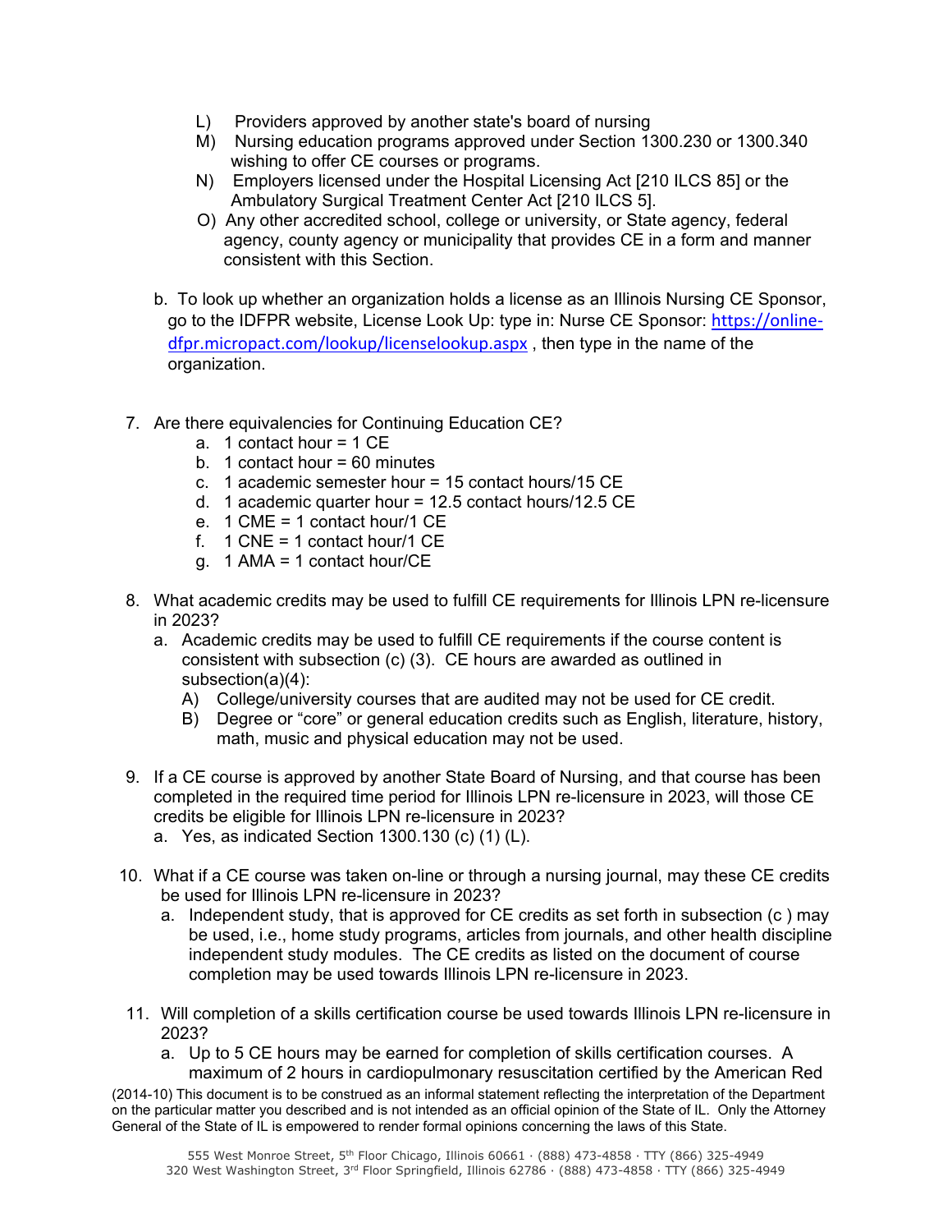L) Providers approved by another state's board of nursing

M) Nursing education programs approved under Section 1300.230 or 1300.340 wishing to offer CE courses or programs.

N) Employers licensed under the Hospital Licensing Act [210 ILCS 85] or the Ambulatory Surgical Treatment Center Act [210 ILCS 5].

O) Any other accredited school, college or university, or State agency, federal agency, county agency or municipality that provides CE in a form and manner consistent with this Section.

b. To look up whether an organization holds a license as an Illinois Nursing CE Sponsor, go to the IDFPR website, License Look Up: type in: Nurse CE Sponsor: https://online-dfpr.micropact.com/lookup/licenselookup.aspx , then type in the name of the organization.

7. Are there equivalencies for Continuing Education CE?
   a. 1 contact hour = 1 CE
   b. 1 contact hour = 60 minutes
   c. 1 academic semester hour = 15 contact hours/15 CE
   d. 1 academic quarter hour = 12.5 contact hours/12.5 CE
   e. 1 CME = 1 contact hour/1 CE
   f. 1 CNE = 1 contact hour/1 CE
   g. 1 AMA = 1 contact hour/CE

8. What academic credits may be used to fulfill CE requirements for Illinois LPN re-licensure in 2023?
   a. Academic credits may be used to fulfill CE requirements if the course content is consistent with subsection (c) (3). CE hours are awarded as outlined in subsection(a)(4):
      A) College/university courses that are audited may not be used for CE credit.
      B) Degree or "core" or general education credits such as English, literature, history, math, music and physical education may not be used.

9. If a CE course is approved by another State Board of Nursing, and that course has been completed in the required time period for Illinois LPN re-licensure in 2023, will those CE credits be eligible for Illinois LPN re-licensure in 2023?
   a. Yes, as indicated Section 1300.130 (c) (1) (L).

10. What if a CE course was taken on-line or through a nursing journal, may these CE credits be used for Illinois LPN re-licensure in 2023?
    a. Independent study, that is approved for CE credits as set forth in subsection (c ) may be used, i.e., home study programs, articles from journals, and other health discipline independent study modules. The CE credits as listed on the document of course completion may be used towards Illinois LPN re-licensure in 2023.

11. Will completion of a skills certification course be used towards Illinois LPN re-licensure in 2023?
    a. Up to 5 CE hours may be earned for completion of skills certification courses. A maximum of 2 hours in cardiopulmonary resuscitation certified by the American Red

(2014-10) This document is to be construed as an informal statement reflecting the interpretation of the Department on the particular matter you described and is not intended as an official opinion of the State of IL. Only the Attorney General of the State of IL is empowered to render formal opinions concerning the laws of this State.

555 West Monroe Street, 5th Floor Chicago, Illinois 60661 · (888) 473-4858 · TTY (866) 325-4949
320 West Washington Street, 3rd Floor Springfield, Illinois 62786 · (888) 473-4858 · TTY (866) 325-4949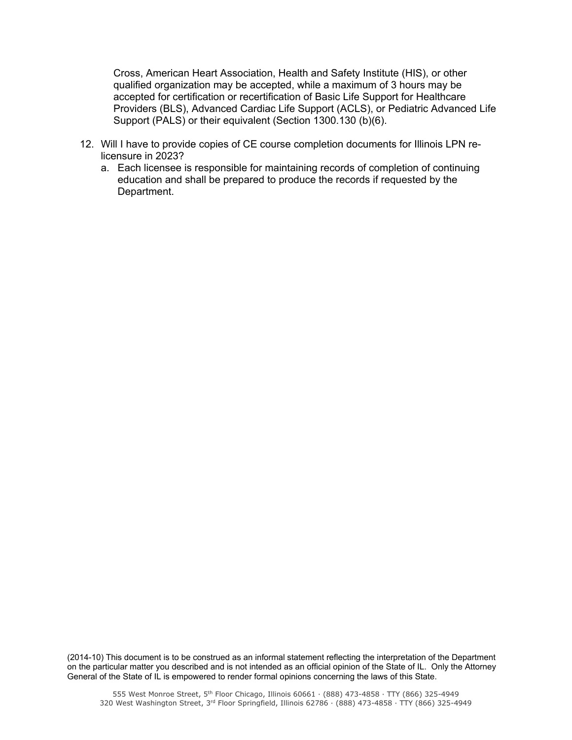Cross, American Heart Association, Health and Safety Institute (HIS), or other qualified organization may be accepted, while a maximum of 3 hours may be accepted for certification or recertification of Basic Life Support for Healthcare Providers (BLS), Advanced Cardiac Life Support (ACLS), or Pediatric Advanced Life Support (PALS) or their equivalent (Section 1300.130 (b)(6).

12. Will I have to provide copies of CE course completion documents for Illinois LPN re-licensure in 2023?
    a. Each licensee is responsible for maintaining records of completion of continuing education and shall be prepared to produce the records if requested by the Department.

(2014-10) This document is to be construed as an informal statement reflecting the interpretation of the Department on the particular matter you described and is not intended as an official opinion of the State of IL. Only the Attorney General of the State of IL is empowered to render formal opinions concerning the laws of this State.

555 West Monroe Street, 5th Floor Chicago, Illinois 60661 · (888) 473-4858 · TTY (866) 325-4949
320 West Washington Street, 3rd Floor Springfield, Illinois 62786 · (888) 473-4858 · TTY (866) 325-4949